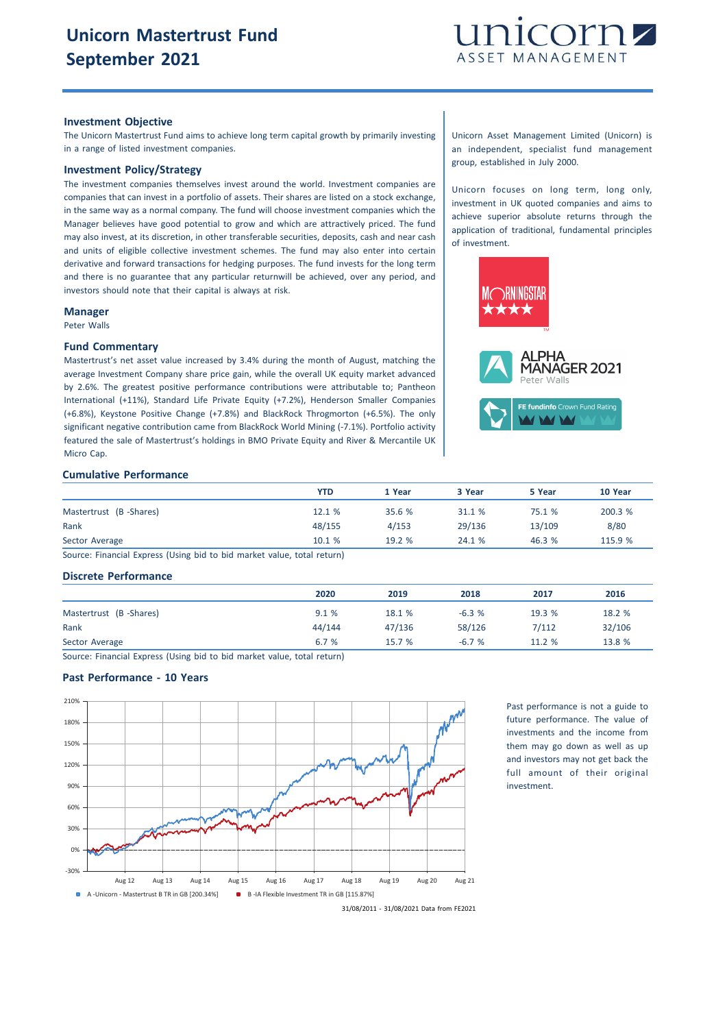# Unicorn Mastertrust Fund
# September 2021

unicorn ASSET MANAGEMENT

### Investment Objective

The Unicorn Mastertrust Fund aims to achieve long term capital growth by primarily investing in a range of listed investment companies.

### Investment Policy/Strategy

The investment companies themselves invest around the world. Investment companies are companies that can invest in a portfolio of assets. Their shares are listed on a stock exchange, in the same way as a normal company. The fund will choose investment companies which the Manager believes have good potential to grow and which are attractively priced. The fund may also invest, at its discretion, in other transferable securities, deposits, cash and near cash and units of eligible collective investment schemes. The fund may also enter into certain derivative and forward transactions for hedging purposes. The fund invests for the long term and there is no guarantee that any particular returnwill be achieved, over any period, and investors should note that their capital is always at risk.

### Manager

Peter Walls

### Fund Commentary

Mastertrust's net asset value increased by 3.4% during the month of August, matching the average Investment Company share price gain, while the overall UK equity market advanced by 2.6%. The greatest positive performance contributions were attributable to; Pantheon International (+11%), Standard Life Private Equity (+7.2%), Henderson Smaller Companies (+6.8%), Keystone Positive Change (+7.8%) and BlackRock Throgmorton (+6.5%). The only significant negative contribution came from BlackRock World Mining (-7.1%). Portfolio activity featured the sale of Mastertrust's holdings in BMO Private Equity and River & Mercantile UK Micro Cap.

Unicorn Asset Management Limited (Unicorn) is an independent, specialist fund management group, established in July 2000.

Unicorn focuses on long term, long only, investment in UK quoted companies and aims to achieve superior absolute returns through the application of traditional, fundamental principles of investment.

MORNINGSTAR ★★★★

ALPHA MANAGER 2021 Peter Walls

FE fundinfo Crown Fund Rating

### Cumulative Performance

| | YTD | 1 Year | 3 Year | 5 Year | 10 Year |
|---|---|---|---|---|---|
| Mastertrust (B -Shares) | 12.1 % | 35.6 % | 31.1 % | 75.1 % | 200.3 % |
| Rank | 48/155 | 4/153 | 29/136 | 13/109 | 8/80 |
| Sector Average | 10.1 % | 19.2 % | 24.1 % | 46.3 % | 115.9 % |

Source: Financial Express (Using bid to bid market value, total return)

### Discrete Performance

| | 2020 | 2019 | 2018 | 2017 | 2016 |
|---|---|---|---|---|---|
| Mastertrust (B -Shares) | 9.1 % | 18.1 % | -6.3 % | 19.3 % | 18.2 % |
| Rank | 44/144 | 47/136 | 58/126 | 7/112 | 32/106 |
| Sector Average | 6.7 % | 15.7 % | -6.7 % | 11.2 % | 13.8 % |

Source: Financial Express (Using bid to bid market value, total return)

### Past Performance - 10 Years

A -Unicorn - Mastertrust B TR in GB [200.34%] B -IA Flexible Investment TR in GB [115.87%]

31/08/2011 - 31/08/2021 Data from FE2021

Past performance is not a guide to future performance. The value of investments and the income from them may go down as well as up and investors may not get back the full amount of their original investment.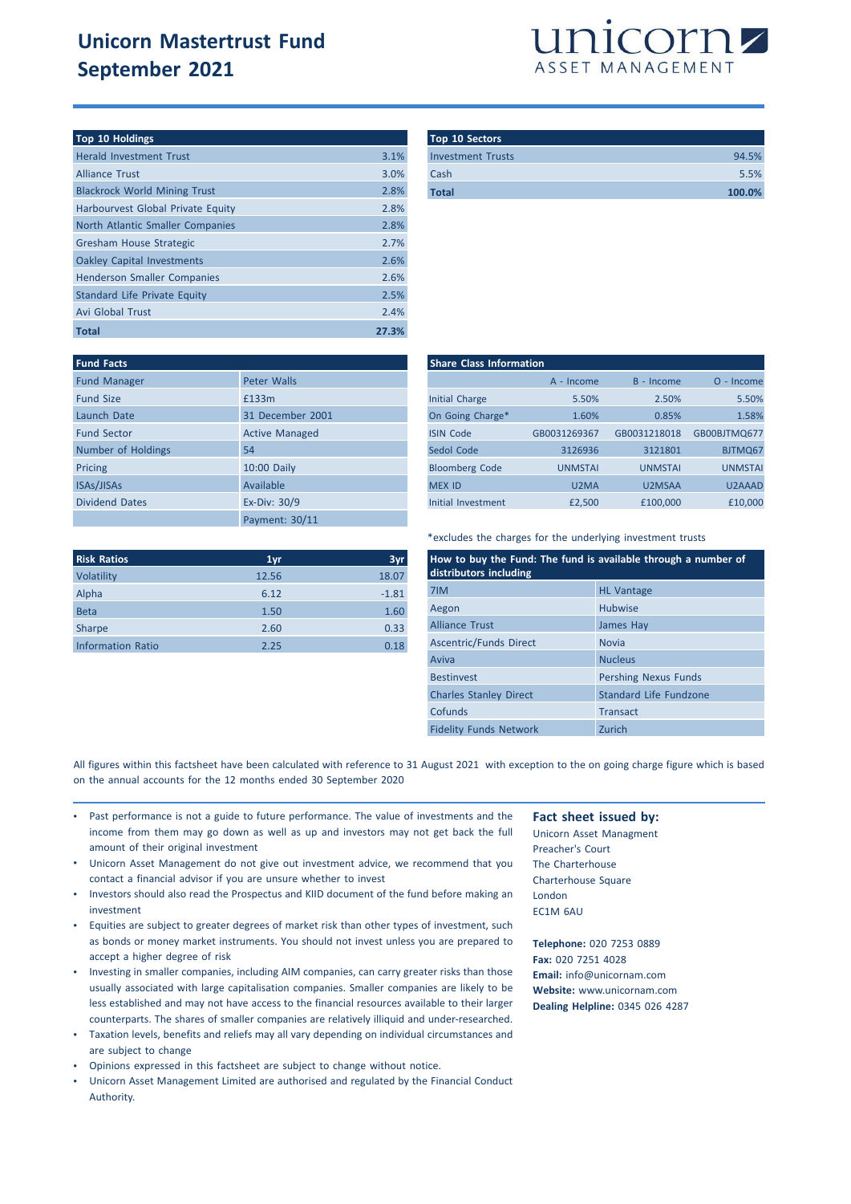# Unicorn Mastertrust Fund
# September 2021

unicorn ASSET MANAGEMENT

| Top 10 Holdings | |
|---|---|
| Herald Investment Trust | 3.1% |
| Alliance Trust | 3.0% |
| Blackrock World Mining Trust | 2.8% |
| Harbourvest Global Private Equity | 2.8% |
| North Atlantic Smaller Companies | 2.8% |
| Gresham House Strategic | 2.7% |
| Oakley Capital Investments | 2.6% |
| Henderson Smaller Companies | 2.6% |
| Standard Life Private Equity | 2.5% |
| Avi Global Trust | 2.4% |
| **Total** | **27.3%** |

| Top 10 Sectors | |
|---|---|
| Investment Trusts | 94.5% |
| Cash | 5.5% |
| **Total** | **100.0%** |

| Fund Facts | |
|---|---|
| Fund Manager | Peter Walls |
| Fund Size | £133m |
| Launch Date | 31 December 2001 |
| Fund Sector | Active Managed |
| Number of Holdings | 54 |
| Pricing | 10:00 Daily |
| ISAs/JISAs | Available |
| Dividend Dates | Ex-Div: 30/9 |
| | Payment: 30/11 |

| Share Class Information | A - Income | B - Income | O - Income |
|---|---|---|---|
| Initial Charge | 5.50% | 2.50% | 5.50% |
| On Going Charge* | 1.60% | 0.85% | 1.58% |
| ISIN Code | GB0031269367 | GB0031218018 | GB00BJTMQ677 |
| Sedol Code | 3126936 | 3121801 | BJTMQ67 |
| Bloomberg Code | UNMSTAI | UNMSTAI | UNMSTAI |
| MEX ID | U2MA | U2MSAA | U2AAAD |
| Initial Investment | £2,500 | £100,000 | £10,000 |

*excludes the charges for the underlying investment trusts

| Risk Ratios | 1yr | 3yr |
|---|---|---|
| Volatility | 12.56 | 18.07 |
| Alpha | 6.12 | -1.81 |
| Beta | 1.50 | 1.60 |
| Sharpe | 2.60 | 0.33 |
| Information Ratio | 2.25 | 0.18 |

| How to buy the Fund: The fund is available through a number of distributors including | |
|---|---|
| 7IM | HL Vantage |
| Aegon | Hubwise |
| Alliance Trust | James Hay |
| Ascentric/Funds Direct | Novia |
| Aviva | Nucleus |
| Bestinvest | Pershing Nexus Funds |
| Charles Stanley Direct | Standard Life Fundzone |
| Cofunds | Transact |
| Fidelity Funds Network | Zurich |

All figures within this factsheet have been calculated with reference to 31 August 2021 with exception to the on going charge figure which is based on the annual accounts for the 12 months ended 30 September 2020

- Past performance is not a guide to future performance. The value of investments and the income from them may go down as well as up and investors may not get back the full amount of their original investment
- Unicorn Asset Management do not give out investment advice, we recommend that you contact a financial advisor if you are unsure whether to invest
- Investors should also read the Prospectus and KIID document of the fund before making an investment
- Equities are subject to greater degrees of market risk than other types of investment, such as bonds or money market instruments. You should not invest unless you are prepared to accept a higher degree of risk
- Investing in smaller companies, including AIM companies, can carry greater risks than those usually associated with large capitalisation companies. Smaller companies are likely to be less established and may not have access to the financial resources available to their larger counterparts. The shares of smaller companies are relatively illiquid and under-researched.
- Taxation levels, benefits and reliefs may all vary depending on individual circumstances and are subject to change
- Opinions expressed in this factsheet are subject to change without notice.
- Unicorn Asset Management Limited are authorised and regulated by the Financial Conduct Authority.

**Fact sheet issued by:**

Unicorn Asset Managment
Preacher's Court
The Charterhouse
Charterhouse Square
London
EC1M 6AU

**Telephone:** 020 7253 0889
**Fax:** 020 7251 4028
**Email:** info@unicornam.com
**Website:** www.unicornam.com
**Dealing Helpline:** 0345 026 4287